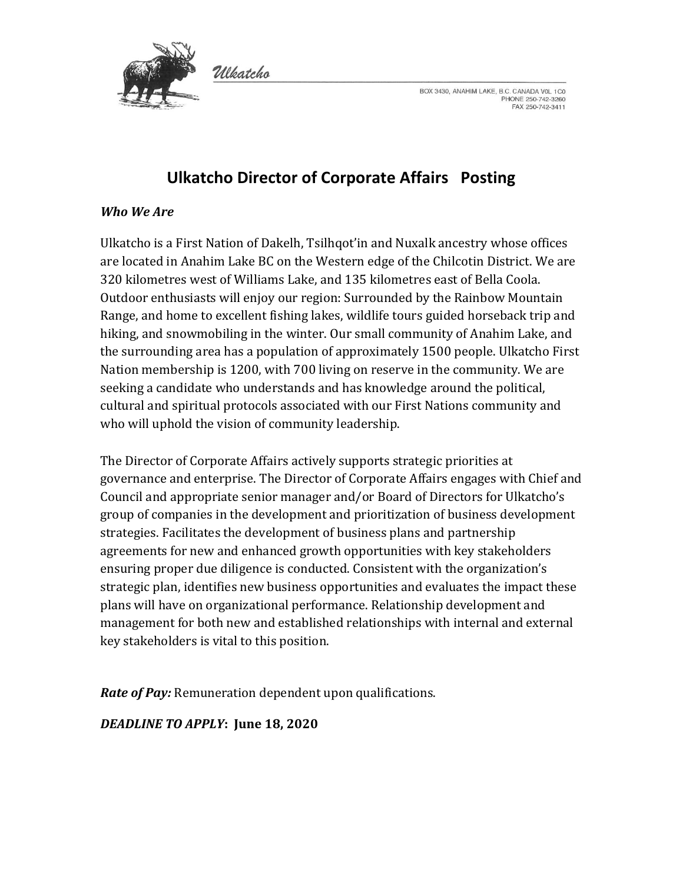Ulkatcho

BOX 3430, ANAHIM LAKE, B.C. CANADA V0L 1C0
PHONE 250-742-3260
FAX 250-742-3411

# Ulkatcho Director of Corporate Affairs Posting

***Who We Are***

Ulkatcho is a First Nation of Dakelh, Tsilhqot'in and Nuxalk ancestry whose offices are located in Anahim Lake BC on the Western edge of the Chilcotin District. We are 320 kilometres west of Williams Lake, and 135 kilometres east of Bella Coola. Outdoor enthusiasts will enjoy our region: Surrounded by the Rainbow Mountain Range, and home to excellent fishing lakes, wildlife tours guided horseback trip and hiking, and snowmobiling in the winter. Our small community of Anahim Lake, and the surrounding area has a population of approximately 1500 people. Ulkatcho First Nation membership is 1200, with 700 living on reserve in the community. We are seeking a candidate who understands and has knowledge around the political, cultural and spiritual protocols associated with our First Nations community and who will uphold the vision of community leadership.

The Director of Corporate Affairs actively supports strategic priorities at governance and enterprise. The Director of Corporate Affairs engages with Chief and Council and appropriate senior manager and/or Board of Directors for Ulkatcho's group of companies in the development and prioritization of business development strategies. Facilitates the development of business plans and partnership agreements for new and enhanced growth opportunities with key stakeholders ensuring proper due diligence is conducted. Consistent with the organization's strategic plan, identifies new business opportunities and evaluates the impact these plans will have on organizational performance. Relationship development and management for both new and established relationships with internal and external key stakeholders is vital to this position.

***Rate of Pay:*** Remuneration dependent upon qualifications.

***DEADLINE TO APPLY*:** **June 18, 2020**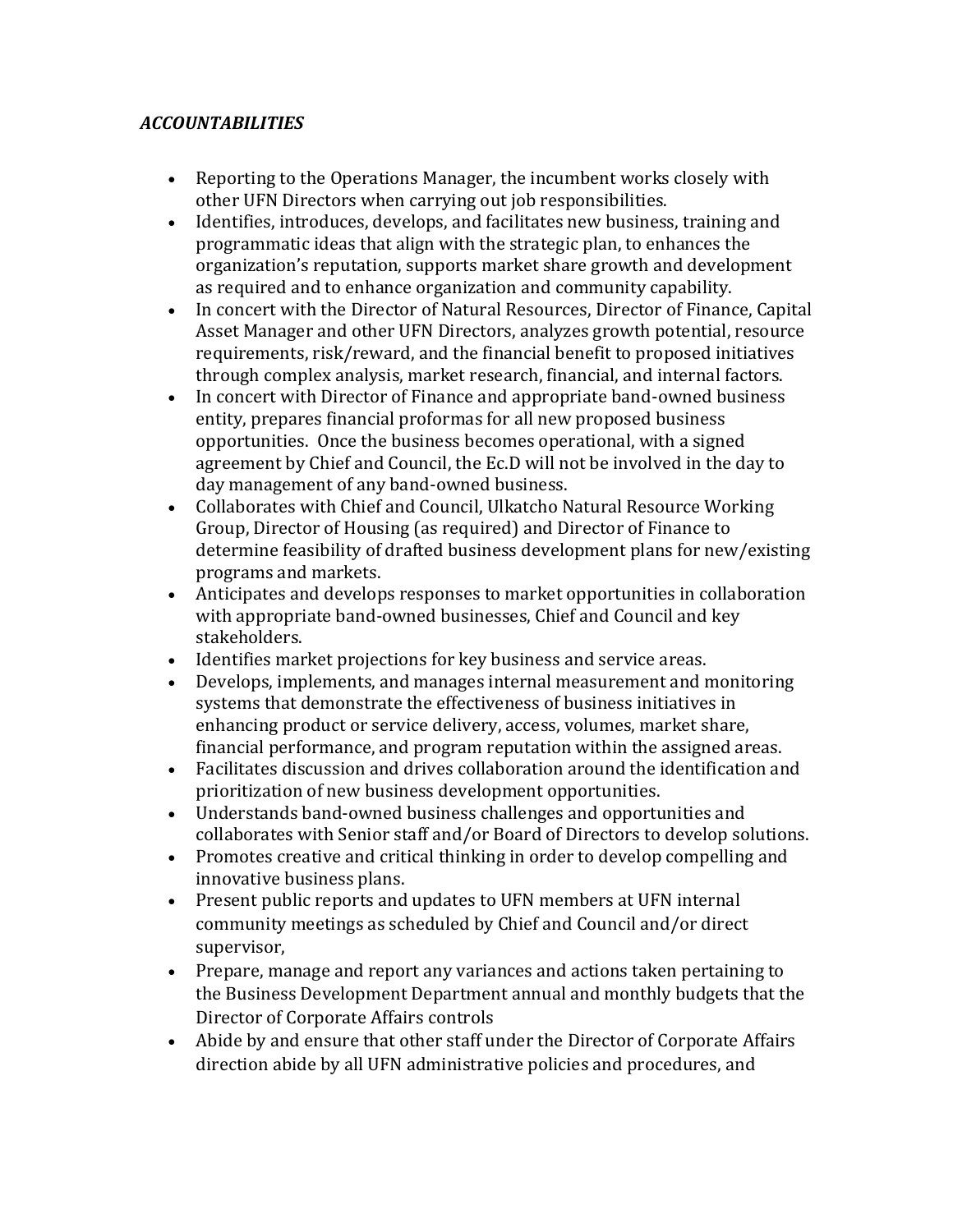***ACCOUNTABILITIES***

- Reporting to the Operations Manager, the incumbent works closely with other UFN Directors when carrying out job responsibilities.
- Identifies, introduces, develops, and facilitates new business, training and programmatic ideas that align with the strategic plan, to enhances the organization's reputation, supports market share growth and development as required and to enhance organization and community capability.
- In concert with the Director of Natural Resources, Director of Finance, Capital Asset Manager and other UFN Directors, analyzes growth potential, resource requirements, risk/reward, and the financial benefit to proposed initiatives through complex analysis, market research, financial, and internal factors.
- In concert with Director of Finance and appropriate band-owned business entity, prepares financial proformas for all new proposed business opportunities. Once the business becomes operational, with a signed agreement by Chief and Council, the Ec.D will not be involved in the day to day management of any band-owned business.
- Collaborates with Chief and Council, Ulkatcho Natural Resource Working Group, Director of Housing (as required) and Director of Finance to determine feasibility of drafted business development plans for new/existing programs and markets.
- Anticipates and develops responses to market opportunities in collaboration with appropriate band-owned businesses, Chief and Council and key stakeholders.
- Identifies market projections for key business and service areas.
- Develops, implements, and manages internal measurement and monitoring systems that demonstrate the effectiveness of business initiatives in enhancing product or service delivery, access, volumes, market share, financial performance, and program reputation within the assigned areas.
- Facilitates discussion and drives collaboration around the identification and prioritization of new business development opportunities.
- Understands band-owned business challenges and opportunities and collaborates with Senior staff and/or Board of Directors to develop solutions.
- Promotes creative and critical thinking in order to develop compelling and innovative business plans.
- Present public reports and updates to UFN members at UFN internal community meetings as scheduled by Chief and Council and/or direct supervisor,
- Prepare, manage and report any variances and actions taken pertaining to the Business Development Department annual and monthly budgets that the Director of Corporate Affairs controls
- Abide by and ensure that other staff under the Director of Corporate Affairs direction abide by all UFN administrative policies and procedures, and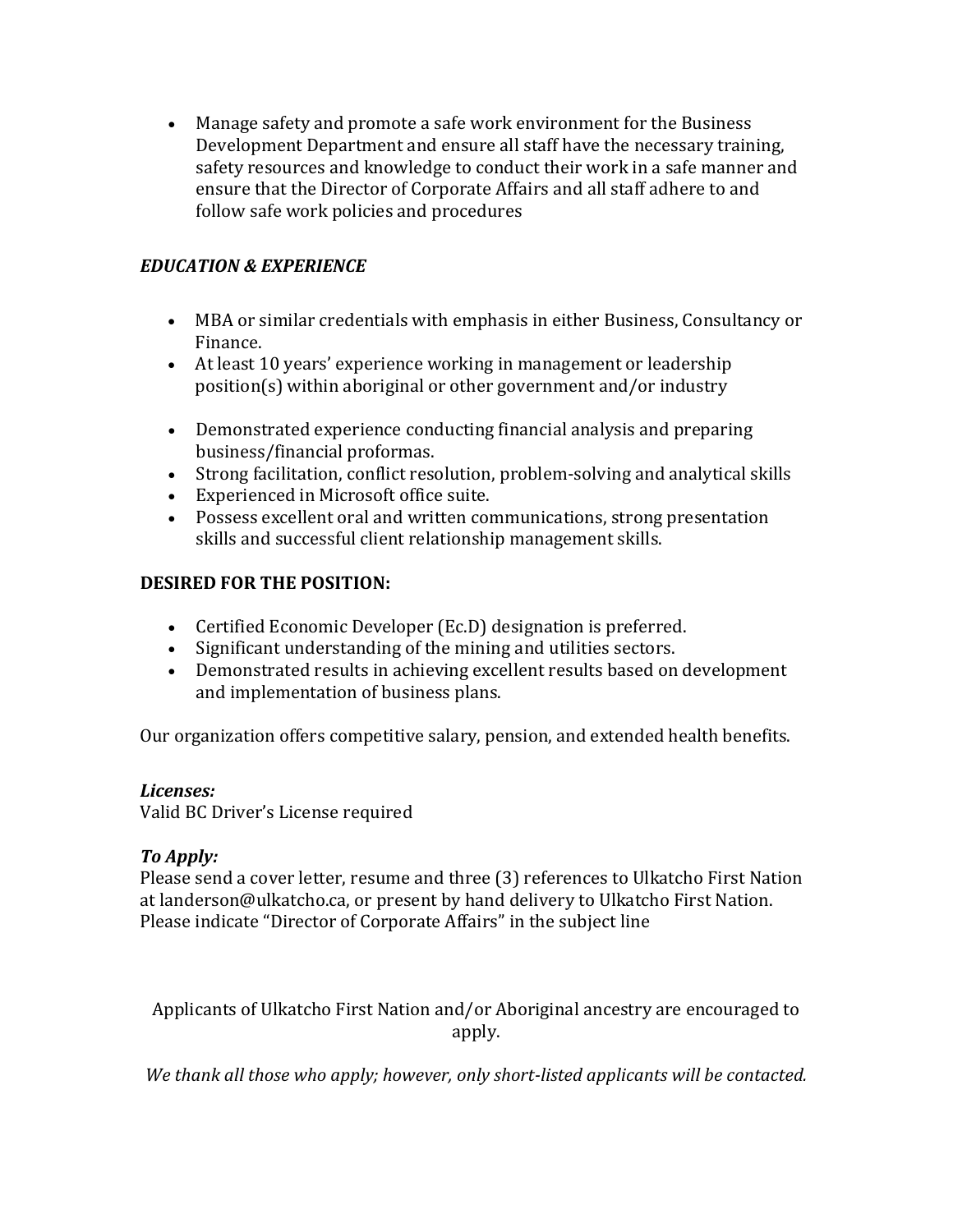- Manage safety and promote a safe work environment for the Business Development Department and ensure all staff have the necessary training, safety resources and knowledge to conduct their work in a safe manner and ensure that the Director of Corporate Affairs and all staff adhere to and follow safe work policies and procedures

***EDUCATION & EXPERIENCE***

- MBA or similar credentials with emphasis in either Business, Consultancy or Finance.
- At least 10 years' experience working in management or leadership position(s) within aboriginal or other government and/or industry
- Demonstrated experience conducting financial analysis and preparing business/financial proformas.
- Strong facilitation, conflict resolution, problem-solving and analytical skills
- Experienced in Microsoft office suite.
- Possess excellent oral and written communications, strong presentation skills and successful client relationship management skills.

**DESIRED FOR THE POSITION:**

- Certified Economic Developer (Ec.D) designation is preferred.
- Significant understanding of the mining and utilities sectors.
- Demonstrated results in achieving excellent results based on development and implementation of business plans.

Our organization offers competitive salary, pension, and extended health benefits.

***Licenses:***
Valid BC Driver's License required

***To Apply:***
Please send a cover letter, resume and three (3) references to Ulkatcho First Nation at landerson@ulkatcho.ca, or present by hand delivery to Ulkatcho First Nation. Please indicate "Director of Corporate Affairs" in the subject line

Applicants of Ulkatcho First Nation and/or Aboriginal ancestry are encouraged to apply.

*We thank all those who apply; however, only short-listed applicants will be contacted.*